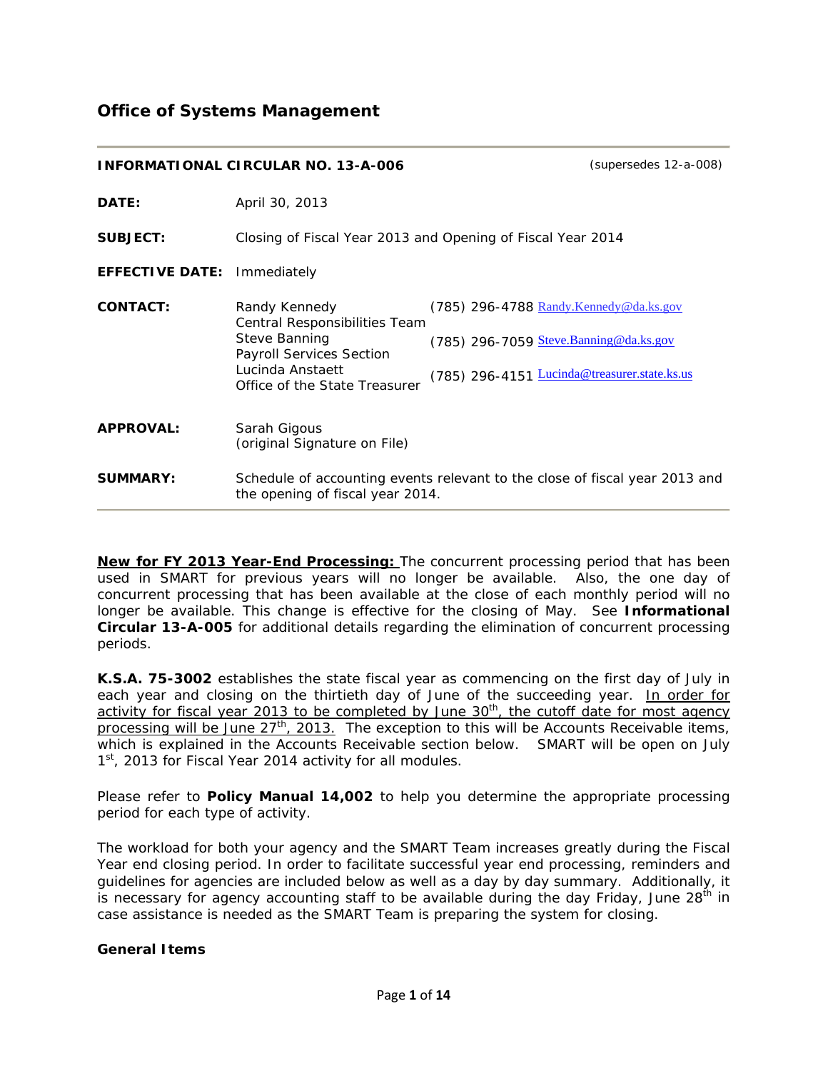## Office of Systems Management

**INFORMATIONAL CIRCULAR NO. 13-A-006** (supersedes 12-a-008)

**DATE:** April 30, 2013

**SUBJECT:** Closing of Fiscal Year 2013 and Opening of Fiscal Year 2014

**EFFECTIVE DATE:** Immediately

**CONTACT:**

| | |
|---|---|
| Randy Kennedy<br>Central Responsibilities Team | (785) 296-4788 Randy.Kennedy@da.ks.gov |
| Steve Banning<br>Payroll Services Section | (785) 296-7059 Steve.Banning@da.ks.gov |
| Lucinda Anstaett<br>Office of the State Treasurer | (785) 296-4151 Lucinda@treasurer.state.ks.us |

**APPROVAL:** Sarah Gigous
(original Signature on File)

**SUMMARY:** Schedule of accounting events relevant to the close of fiscal year 2013 and the opening of fiscal year 2014.

---

**New for FY 2013 Year-End Processing:** The concurrent processing period that has been used in SMART for previous years will no longer be available. Also, the one day of concurrent processing that has been available at the close of each monthly period will no longer be available. This change is effective for the closing of May. See **Informational Circular 13-A-005** for additional details regarding the elimination of concurrent processing periods.

**K.S.A. 75-3002** establishes the state fiscal year as commencing on the first day of July in each year and closing on the thirtieth day of June of the succeeding year. In order for activity for fiscal year 2013 to be completed by June 30th, the cutoff date for most agency processing will be June 27th, 2013. The exception to this will be Accounts Receivable items, which is explained in the Accounts Receivable section below. SMART will be open on July 1st, 2013 for Fiscal Year 2014 activity for all modules.

Please refer to **Policy Manual 14,002** to help you determine the appropriate processing period for each type of activity.

The workload for both your agency and the SMART Team increases greatly during the Fiscal Year end closing period. In order to facilitate successful year end processing, reminders and guidelines for agencies are included below as well as a day by day summary. Additionally, it is necessary for agency accounting staff to be available during the day Friday, June 28th in case assistance is needed as the SMART Team is preparing the system for closing.

### General Items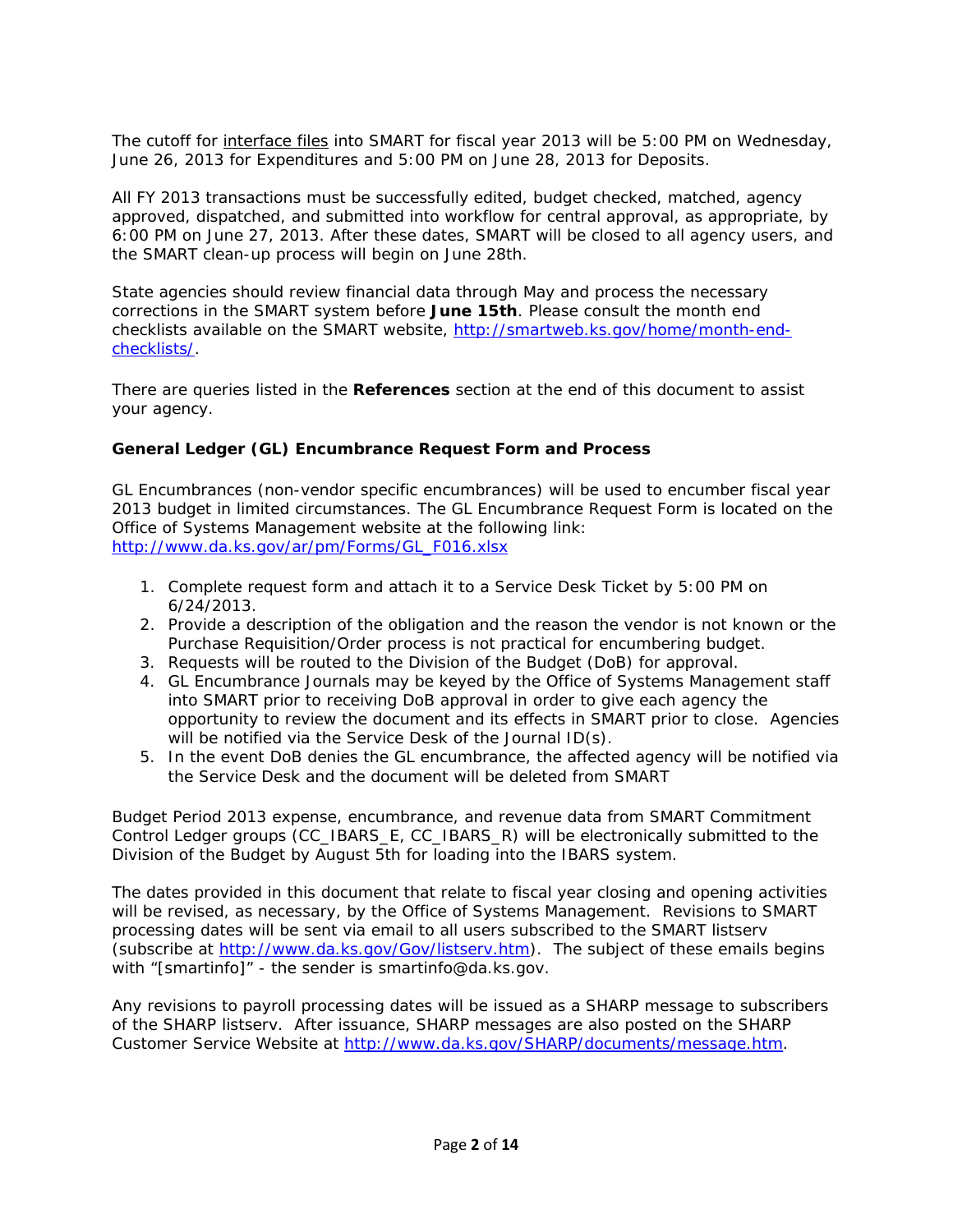The cutoff for interface files into SMART for fiscal year 2013 will be 5:00 PM on Wednesday, June 26, 2013 for Expenditures and 5:00 PM on June 28, 2013 for Deposits.

All FY 2013 transactions must be successfully edited, budget checked, matched, agency approved, dispatched, and submitted into workflow for central approval, as appropriate, by 6:00 PM on June 27, 2013. After these dates, SMART will be closed to all agency users, and the SMART clean-up process will begin on June 28th.

State agencies should review financial data through May and process the necessary corrections in the SMART system before **June 15th**. Please consult the month end checklists available on the SMART website, [http://smartweb.ks.gov/home/month-end-checklists/](http://smartweb.ks.gov/home/month-end-checklists/).

There are queries listed in the **References** section at the end of this document to assist your agency.

### General Ledger (GL) Encumbrance Request Form and Process

GL Encumbrances (non-vendor specific encumbrances) will be used to encumber fiscal year 2013 budget in limited circumstances. The GL Encumbrance Request Form is located on the Office of Systems Management website at the following link: [http://www.da.ks.gov/ar/pm/Forms/GL_F016.xlsx](http://www.da.ks.gov/ar/pm/Forms/GL_F016.xlsx)

1. Complete request form and attach it to a Service Desk Ticket by 5:00 PM on 6/24/2013.
2. Provide a description of the obligation and the reason the vendor is not known or the Purchase Requisition/Order process is not practical for encumbering budget.
3. Requests will be routed to the Division of the Budget (DoB) for approval.
4. GL Encumbrance Journals may be keyed by the Office of Systems Management staff into SMART prior to receiving DoB approval in order to give each agency the opportunity to review the document and its effects in SMART prior to close. Agencies will be notified via the Service Desk of the Journal ID(s).
5. In the event DoB denies the GL encumbrance, the affected agency will be notified via the Service Desk and the document will be deleted from SMART

Budget Period 2013 expense, encumbrance, and revenue data from SMART Commitment Control Ledger groups (CC_IBARS_E, CC_IBARS_R) will be electronically submitted to the Division of the Budget by August 5th for loading into the IBARS system.

The dates provided in this document that relate to fiscal year closing and opening activities will be revised, as necessary, by the Office of Systems Management. Revisions to SMART processing dates will be sent via email to all users subscribed to the SMART listserv (subscribe at [http://www.da.ks.gov/Gov/listserv.htm](http://www.da.ks.gov/Gov/listserv.htm)). The subject of these emails begins with “[smartinfo]” - the sender is smartinfo@da.ks.gov.

Any revisions to payroll processing dates will be issued as a SHARP message to subscribers of the SHARP listserv. After issuance, SHARP messages are also posted on the SHARP Customer Service Website at [http://www.da.ks.gov/SHARP/documents/message.htm](http://www.da.ks.gov/SHARP/documents/message.htm).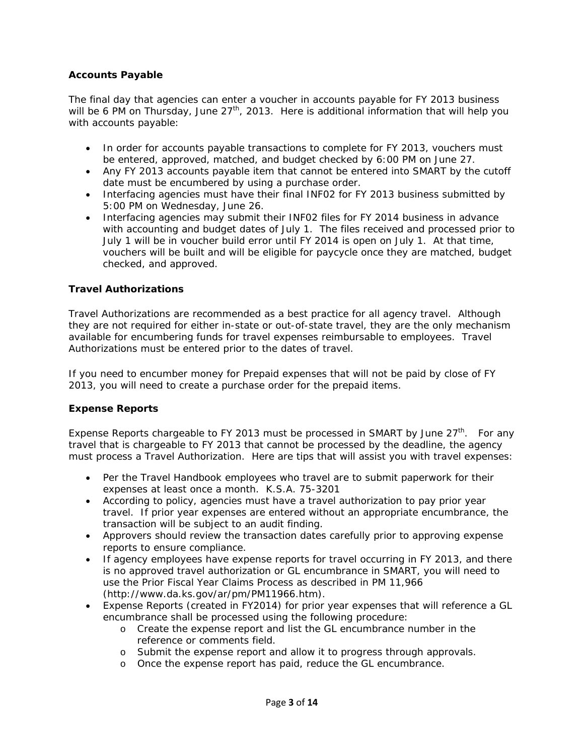## Accounts Payable

The final day that agencies can enter a voucher in accounts payable for FY 2013 business will be 6 PM on Thursday, June 27th, 2013. Here is additional information that will help you with accounts payable:

- In order for accounts payable transactions to complete for FY 2013, vouchers must be entered, approved, matched, and budget checked by 6:00 PM on June 27.
- Any FY 2013 accounts payable item that cannot be entered into SMART by the cutoff date must be encumbered by using a purchase order.
- Interfacing agencies must have their final INF02 for FY 2013 business submitted by 5:00 PM on Wednesday, June 26.
- Interfacing agencies may submit their INF02 files for FY 2014 business in advance with accounting and budget dates of July 1. The files received and processed prior to July 1 will be in voucher build error until FY 2014 is open on July 1. At that time, vouchers will be built and will be eligible for paycycle once they are matched, budget checked, and approved.

## Travel Authorizations

Travel Authorizations are recommended as a best practice for all agency travel. Although they are not required for either in-state or out-of-state travel, they are the only mechanism available for encumbering funds for travel expenses reimbursable to employees. Travel Authorizations must be entered prior to the dates of travel.

If you need to encumber money for Prepaid expenses that will not be paid by close of FY 2013, you will need to create a purchase order for the prepaid items.

## Expense Reports

Expense Reports chargeable to FY 2013 must be processed in SMART by June 27th. For any travel that is chargeable to FY 2013 that cannot be processed by the deadline, the agency must process a Travel Authorization. Here are tips that will assist you with travel expenses:

- Per the Travel Handbook employees who travel are to submit paperwork for their expenses at least once a month. K.S.A. 75-3201
- According to policy, agencies must have a travel authorization to pay prior year travel. If prior year expenses are entered without an appropriate encumbrance, the transaction will be subject to an audit finding.
- Approvers should review the transaction dates carefully prior to approving expense reports to ensure compliance.
- If agency employees have expense reports for travel occurring in FY 2013, and there is no approved travel authorization or GL encumbrance in SMART, you will need to use the Prior Fiscal Year Claims Process as described in PM 11,966 (http://www.da.ks.gov/ar/pm/PM11966.htm).
- Expense Reports (created in FY2014) for prior year expenses that will reference a GL encumbrance shall be processed using the following procedure:
  - Create the expense report and list the GL encumbrance number in the reference or comments field.
  - Submit the expense report and allow it to progress through approvals.
  - Once the expense report has paid, reduce the GL encumbrance.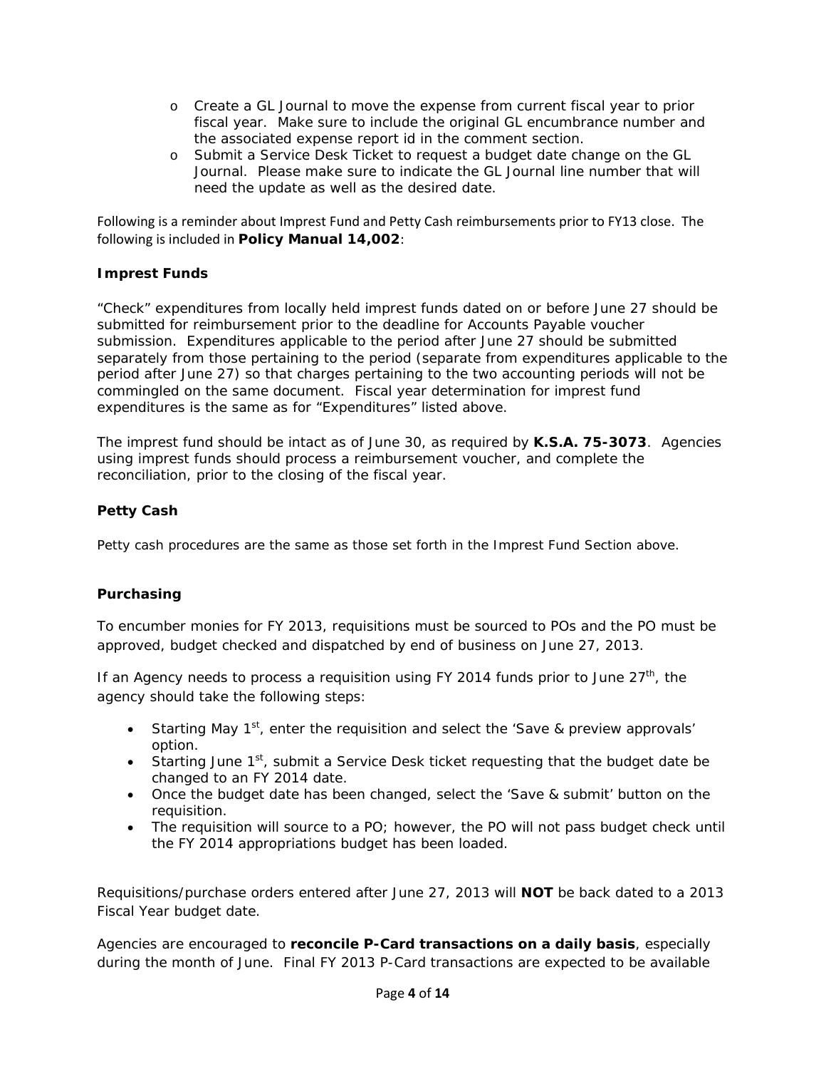- Create a GL Journal to move the expense from current fiscal year to prior fiscal year. Make sure to include the original GL encumbrance number and the associated expense report id in the comment section.
- Submit a Service Desk Ticket to request a budget date change on the GL Journal. Please make sure to indicate the GL Journal line number that will need the update as well as the desired date.

Following is a reminder about Imprest Fund and Petty Cash reimbursements prior to FY13 close. The following is included in **Policy Manual 14,002**:

### Imprest Funds

"Check" expenditures from locally held imprest funds dated on or before June 27 should be submitted for reimbursement prior to the deadline for Accounts Payable voucher submission. Expenditures applicable to the period after June 27 should be submitted separately from those pertaining to the period (separate from expenditures applicable to the period after June 27) so that charges pertaining to the two accounting periods will not be commingled on the same document. Fiscal year determination for imprest fund expenditures is the same as for "Expenditures" listed above.

The imprest fund should be intact as of June 30, as required by **K.S.A. 75-3073**. Agencies using imprest funds should process a reimbursement voucher, and complete the reconciliation, prior to the closing of the fiscal year.

### Petty Cash

Petty cash procedures are the same as those set forth in the Imprest Fund Section above.

### Purchasing

To encumber monies for FY 2013, requisitions must be sourced to POs and the PO must be approved, budget checked and dispatched by end of business on June 27, 2013.

If an Agency needs to process a requisition using FY 2014 funds prior to June 27th, the agency should take the following steps:

- Starting May 1st, enter the requisition and select the 'Save & preview approvals' option.
- Starting June 1st, submit a Service Desk ticket requesting that the budget date be changed to an FY 2014 date.
- Once the budget date has been changed, select the 'Save & submit' button on the requisition.
- The requisition will source to a PO; however, the PO will not pass budget check until the FY 2014 appropriations budget has been loaded.

Requisitions/purchase orders entered after June 27, 2013 will **NOT** be back dated to a 2013 Fiscal Year budget date.

Agencies are encouraged to **reconcile P-Card transactions on a daily basis**, especially during the month of June. Final FY 2013 P-Card transactions are expected to be available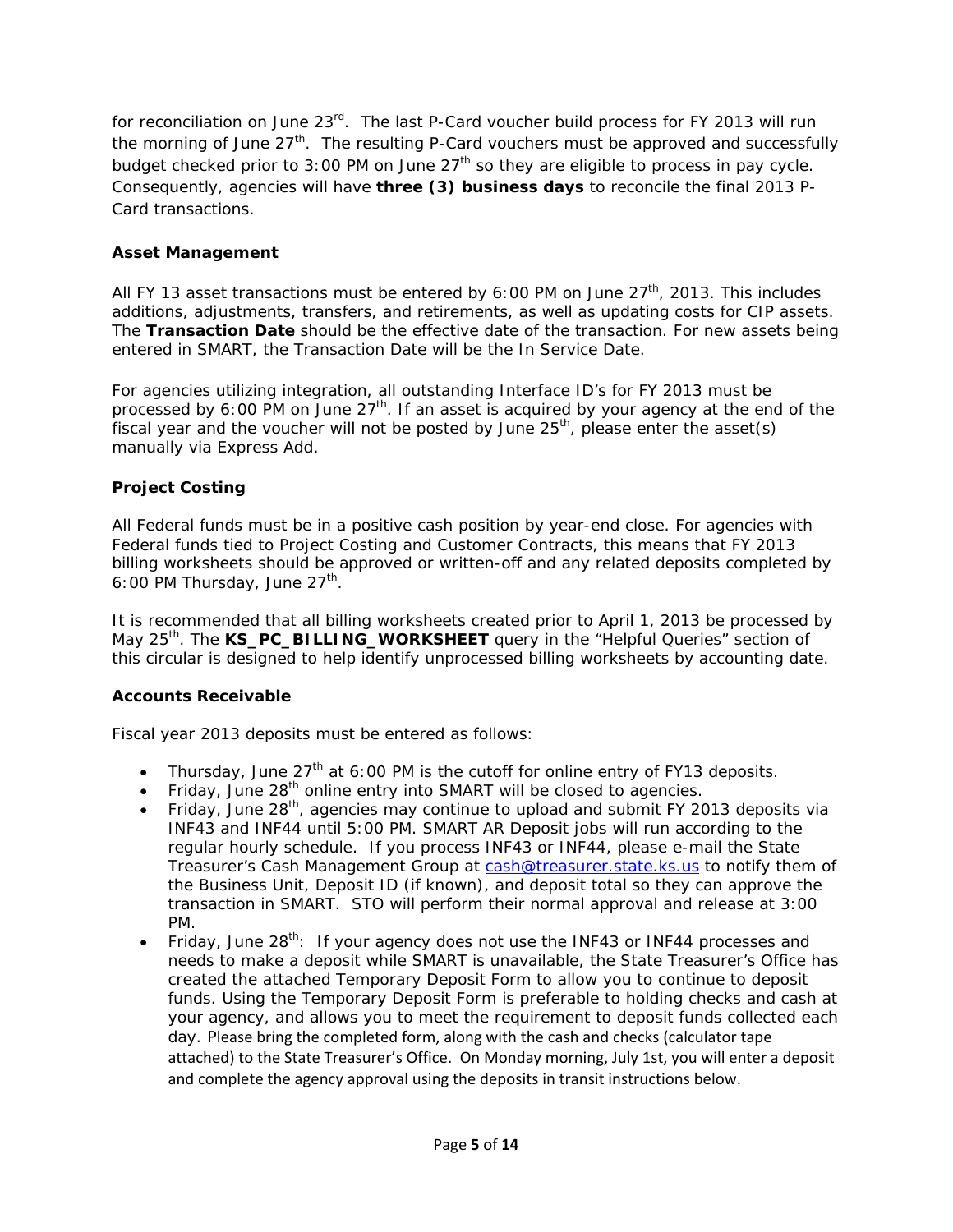for reconciliation on June 23rd. The last P-Card voucher build process for FY 2013 will run the morning of June 27th. The resulting P-Card vouchers must be approved and successfully budget checked prior to 3:00 PM on June 27th so they are eligible to process in pay cycle. Consequently, agencies will have **three (3) business days** to reconcile the final 2013 P-Card transactions.

### Asset Management

All FY 13 asset transactions must be entered by 6:00 PM on June 27th, 2013. This includes additions, adjustments, transfers, and retirements, as well as updating costs for CIP assets. The **Transaction Date** should be the effective date of the transaction. For new assets being entered in SMART, the Transaction Date will be the In Service Date.

For agencies utilizing integration, all outstanding Interface ID's for FY 2013 must be processed by 6:00 PM on June 27th. If an asset is acquired by your agency at the end of the fiscal year and the voucher will not be posted by June 25th, please enter the asset(s) manually via Express Add.

### Project Costing

All Federal funds must be in a positive cash position by year-end close. For agencies with Federal funds tied to Project Costing and Customer Contracts, this means that FY 2013 billing worksheets should be approved or written-off and any related deposits completed by 6:00 PM Thursday, June 27th.

It is recommended that all billing worksheets created prior to April 1, 2013 be processed by May 25th. The **KS_PC_BILLING_WORKSHEET** query in the "Helpful Queries" section of this circular is designed to help identify unprocessed billing worksheets by accounting date.

### Accounts Receivable

Fiscal year 2013 deposits must be entered as follows:

- Thursday, June 27th at 6:00 PM is the cutoff for online entry of FY13 deposits.
- Friday, June 28th online entry into SMART will be closed to agencies.
- Friday, June 28th, agencies may continue to upload and submit FY 2013 deposits via INF43 and INF44 until 5:00 PM. SMART AR Deposit jobs will run according to the regular hourly schedule. If you process INF43 or INF44, please e-mail the State Treasurer's Cash Management Group at cash@treasurer.state.ks.us to notify them of the Business Unit, Deposit ID (if known), and deposit total so they can approve the transaction in SMART. STO will perform their normal approval and release at 3:00 PM.
- Friday, June 28th: If your agency does not use the INF43 or INF44 processes and needs to make a deposit while SMART is unavailable, the State Treasurer's Office has created the attached Temporary Deposit Form to allow you to continue to deposit funds. Using the Temporary Deposit Form is preferable to holding checks and cash at your agency, and allows you to meet the requirement to deposit funds collected each day. Please bring the completed form, along with the cash and checks (calculator tape attached) to the State Treasurer's Office. On Monday morning, July 1st, you will enter a deposit and complete the agency approval using the deposits in transit instructions below.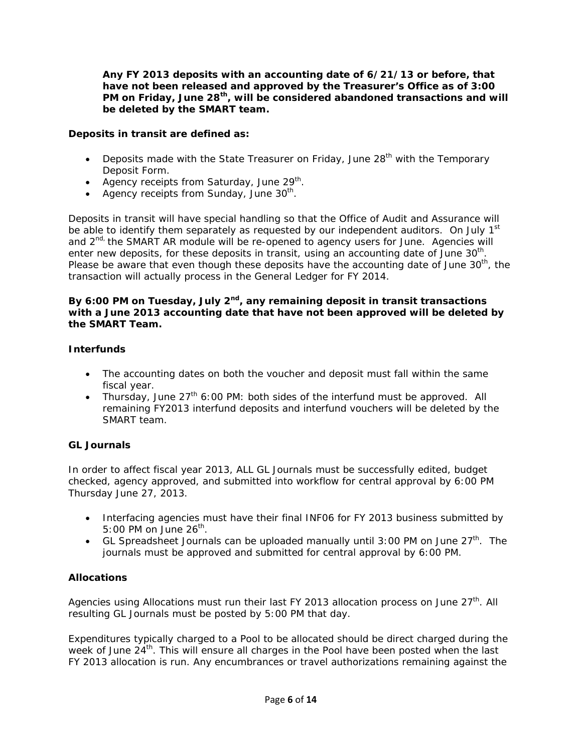**Any FY 2013 deposits with an accounting date of 6/21/13 or before, that have not been released and approved by the Treasurer's Office as of 3:00 PM on Friday, June 28th, will be considered abandoned transactions and will be deleted by the SMART team.**

**Deposits in transit are defined as:**

- Deposits made with the State Treasurer on Friday, June 28th with the Temporary Deposit Form.
- Agency receipts from Saturday, June 29th.
- Agency receipts from Sunday, June 30th.

Deposits in transit will have special handling so that the Office of Audit and Assurance will be able to identify them separately as requested by our independent auditors. On July 1st and 2nd, the SMART AR module will be re-opened to agency users for June. Agencies will enter new deposits, for these deposits in transit, using an accounting date of June 30th. Please be aware that even though these deposits have the accounting date of June 30th, the transaction will actually process in the General Ledger for FY 2014.

**By 6:00 PM on Tuesday, July 2nd, any remaining deposit in transit transactions with a June 2013 accounting date that have not been approved will be deleted by the SMART Team.**

### Interfunds

- The accounting dates on both the voucher and deposit must fall within the same fiscal year.
- Thursday, June 27th 6:00 PM: both sides of the interfund must be approved. All remaining FY2013 interfund deposits and interfund vouchers will be deleted by the SMART team.

### GL Journals

In order to affect fiscal year 2013, ALL GL Journals must be successfully edited, budget checked, agency approved, and submitted into workflow for central approval by 6:00 PM Thursday June 27, 2013.

- Interfacing agencies must have their final INF06 for FY 2013 business submitted by 5:00 PM on June 26th.
- GL Spreadsheet Journals can be uploaded manually until 3:00 PM on June 27th. The journals must be approved and submitted for central approval by 6:00 PM.

### Allocations

Agencies using Allocations must run their last FY 2013 allocation process on June 27th. All resulting GL Journals must be posted by 5:00 PM that day.

Expenditures typically charged to a Pool to be allocated should be direct charged during the week of June 24th. This will ensure all charges in the Pool have been posted when the last FY 2013 allocation is run. Any encumbrances or travel authorizations remaining against the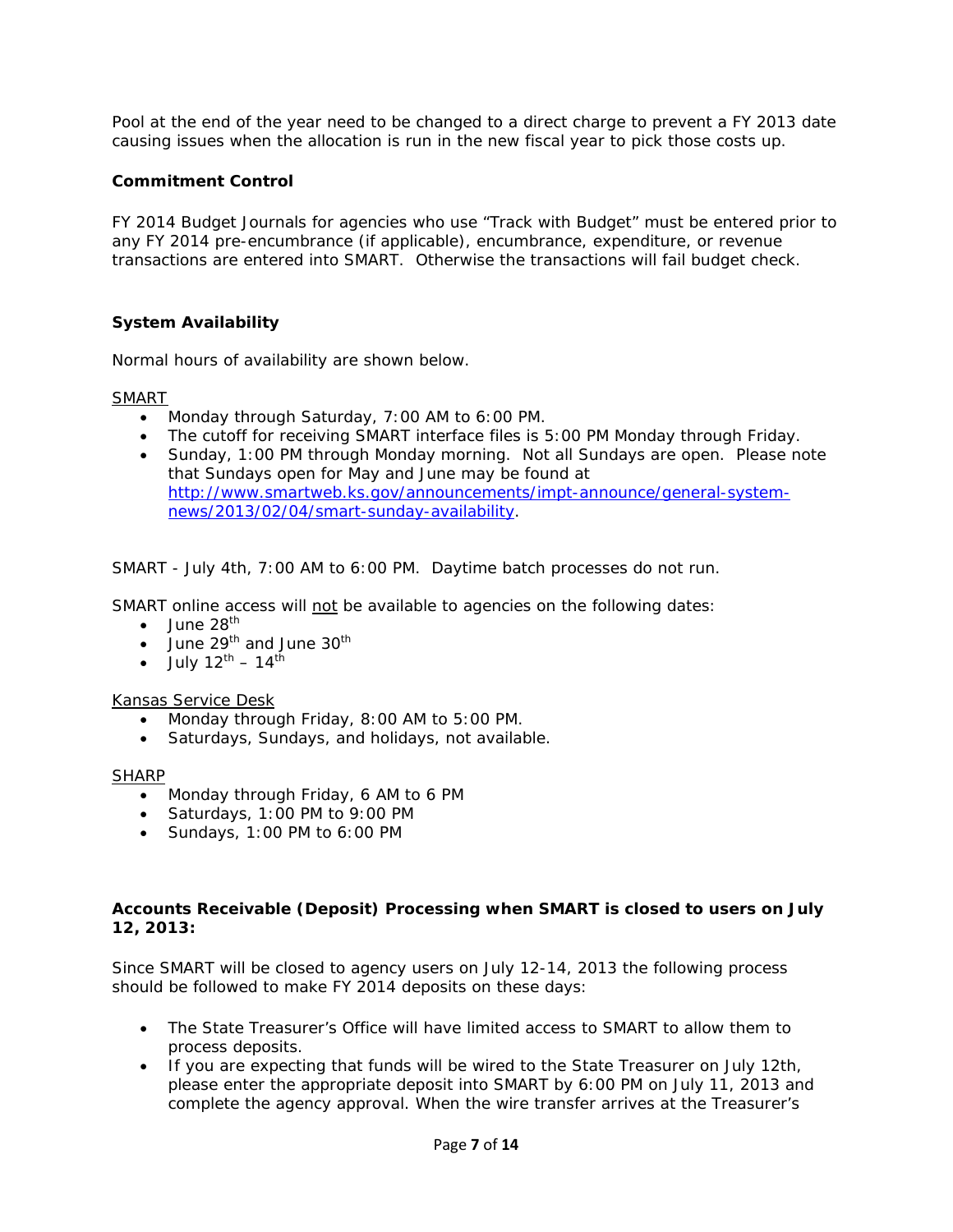Pool at the end of the year need to be changed to a direct charge to prevent a FY 2013 date causing issues when the allocation is run in the new fiscal year to pick those costs up.

**Commitment Control**

FY 2014 Budget Journals for agencies who use "Track with Budget" must be entered prior to any FY 2014 pre-encumbrance (if applicable), encumbrance, expenditure, or revenue transactions are entered into SMART. Otherwise the transactions will fail budget check.

**System Availability**

Normal hours of availability are shown below.

<u>SMART</u>

- Monday through Saturday, 7:00 AM to 6:00 PM.
- The cutoff for receiving SMART interface files is 5:00 PM Monday through Friday.
- Sunday, 1:00 PM through Monday morning. Not all Sundays are open. Please note that Sundays open for May and June may be found at [http://www.smartweb.ks.gov/announcements/impt-announce/general-system-news/2013/02/04/smart-sunday-availability](http://www.smartweb.ks.gov/announcements/impt-announce/general-system-news/2013/02/04/smart-sunday-availability).

SMART - July 4th, 7:00 AM to 6:00 PM. Daytime batch processes do not run.

SMART online access will <u>not</u> be available to agencies on the following dates:

- June 28th
- June 29th and June 30th
- July 12th – 14th

<u>Kansas Service Desk</u>

- Monday through Friday, 8:00 AM to 5:00 PM.
- Saturdays, Sundays, and holidays, not available.

<u>SHARP</u>

- Monday through Friday, 6 AM to 6 PM
- Saturdays, 1:00 PM to 9:00 PM
- Sundays, 1:00 PM to 6:00 PM

**Accounts Receivable (Deposit) Processing when SMART is closed to users on July 12, 2013:**

Since SMART will be closed to agency users on July 12-14, 2013 the following process should be followed to make FY 2014 deposits on these days:

- The State Treasurer's Office will have limited access to SMART to allow them to process deposits.
- If you are expecting that funds will be wired to the State Treasurer on July 12th, please enter the appropriate deposit into SMART by 6:00 PM on July 11, 2013 and complete the agency approval. When the wire transfer arrives at the Treasurer's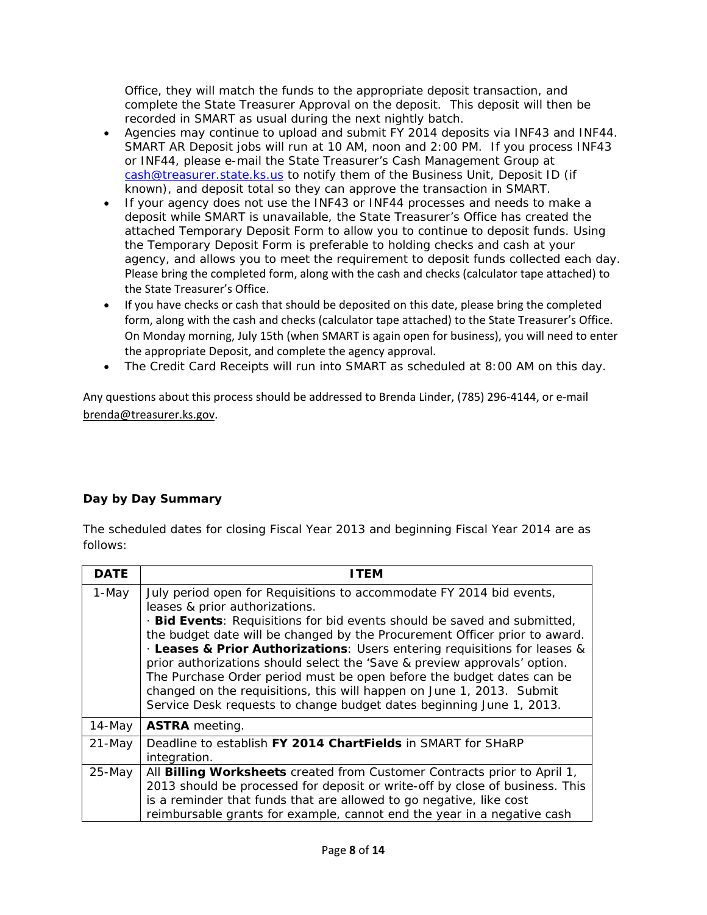Office, they will match the funds to the appropriate deposit transaction, and complete the State Treasurer Approval on the deposit. This deposit will then be recorded in SMART as usual during the next nightly batch.

- Agencies may continue to upload and submit FY 2014 deposits via INF43 and INF44. SMART AR Deposit jobs will run at 10 AM, noon and 2:00 PM. If you process INF43 or INF44, please e-mail the State Treasurer's Cash Management Group at cash@treasurer.state.ks.us to notify them of the Business Unit, Deposit ID (if known), and deposit total so they can approve the transaction in SMART.
- If your agency does not use the INF43 or INF44 processes and needs to make a deposit while SMART is unavailable, the State Treasurer's Office has created the attached Temporary Deposit Form to allow you to continue to deposit funds. Using the Temporary Deposit Form is preferable to holding checks and cash at your agency, and allows you to meet the requirement to deposit funds collected each day. Please bring the completed form, along with the cash and checks (calculator tape attached) to the State Treasurer's Office.
- If you have checks or cash that should be deposited on this date, please bring the completed form, along with the cash and checks (calculator tape attached) to the State Treasurer's Office. On Monday morning, July 15th (when SMART is again open for business), you will need to enter the appropriate Deposit, and complete the agency approval.
- The Credit Card Receipts will run into SMART as scheduled at 8:00 AM on this day.

Any questions about this process should be addressed to Brenda Linder, (785) 296-4144, or e-mail brenda@treasurer.ks.gov.

**Day by Day Summary**

The scheduled dates for closing Fiscal Year 2013 and beginning Fiscal Year 2014 are as follows:

| DATE | ITEM |
|---|---|
| 1-May | July period open for Requisitions to accommodate FY 2014 bid events, leases & prior authorizations.<br>· **Bid Events**: Requisitions for bid events should be saved and submitted, the budget date will be changed by the Procurement Officer prior to award.<br>· **Leases & Prior Authorizations**: Users entering requisitions for leases & prior authorizations should select the 'Save & preview approvals' option. The Purchase Order period must be open before the budget dates can be changed on the requisitions, this will happen on June 1, 2013. Submit Service Desk requests to change budget dates beginning June 1, 2013. |
| 14-May | **ASTRA** meeting. |
| 21-May | Deadline to establish **FY 2014 ChartFields** in SMART for SHaRP integration. |
| 25-May | All **Billing Worksheets** created from Customer Contracts prior to April 1, 2013 should be processed for deposit or write-off by close of business. This is a reminder that funds that are allowed to go negative, like cost reimbursable grants for example, cannot end the year in a negative cash |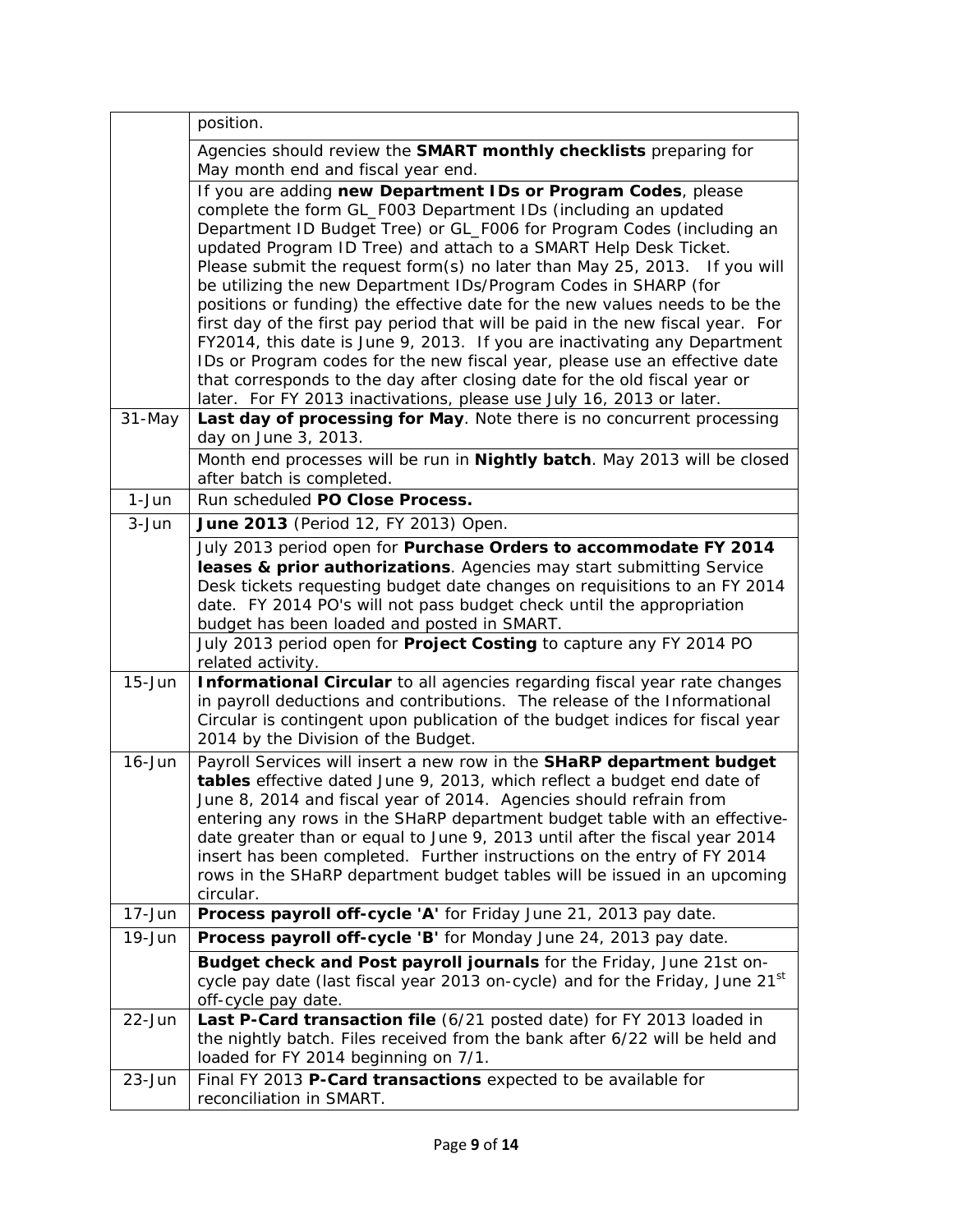| | |
|---|---|
| | position. |
| | Agencies should review the **SMART monthly checklists** preparing for May month end and fiscal year end. |
| | If you are adding **new Department IDs or Program Codes**, please complete the form GL_F003 Department IDs (including an updated Department ID Budget Tree) or GL_F006 for Program Codes (including an updated Program ID Tree) and attach to a SMART Help Desk Ticket. Please submit the request form(s) no later than May 25, 2013. If you will be utilizing the new Department IDs/Program Codes in SHARP (for positions or funding) the effective date for the new values needs to be the first day of the first pay period that will be paid in the new fiscal year. For FY2014, this date is June 9, 2013. If you are inactivating any Department IDs or Program codes for the new fiscal year, please use an effective date that corresponds to the day after closing date for the old fiscal year or later. For FY 2013 inactivations, please use July 16, 2013 or later. |
| 31-May | **Last day of processing for May**. Note there is no concurrent processing day on June 3, 2013. |
| | Month end processes will be run in **Nightly batch**. May 2013 will be closed after batch is completed. |
| 1-Jun | Run scheduled **PO Close Process.** |
| 3-Jun | **June 2013** (Period 12, FY 2013) Open. |
| | July 2013 period open for **Purchase Orders to accommodate FY 2014 leases & prior authorizations**. Agencies may start submitting Service Desk tickets requesting budget date changes on requisitions to an FY 2014 date. FY 2014 PO's will not pass budget check until the appropriation budget has been loaded and posted in SMART. |
| | July 2013 period open for **Project Costing** to capture any FY 2014 PO related activity. |
| 15-Jun | **Informational Circular** to all agencies regarding fiscal year rate changes in payroll deductions and contributions. The release of the Informational Circular is contingent upon publication of the budget indices for fiscal year 2014 by the Division of the Budget. |
| 16-Jun | Payroll Services will insert a new row in the **SHaRP department budget tables** effective dated June 9, 2013, which reflect a budget end date of June 8, 2014 and fiscal year of 2014. Agencies should refrain from entering any rows in the SHaRP department budget table with an effective-date greater than or equal to June 9, 2013 until after the fiscal year 2014 insert has been completed. Further instructions on the entry of FY 2014 rows in the SHaRP department budget tables will be issued in an upcoming circular. |
| 17-Jun | **Process payroll off-cycle 'A'** for Friday June 21, 2013 pay date. |
| 19-Jun | **Process payroll off-cycle 'B'** for Monday June 24, 2013 pay date. |
| | **Budget check and Post payroll journals** for the Friday, June 21st on-cycle pay date (last fiscal year 2013 on-cycle) and for the Friday, June 21st off-cycle pay date. |
| 22-Jun | **Last P-Card transaction file** (6/21 posted date) for FY 2013 loaded in the nightly batch. Files received from the bank after 6/22 will be held and loaded for FY 2014 beginning on 7/1. |
| 23-Jun | Final FY 2013 **P-Card transactions** expected to be available for reconciliation in SMART. |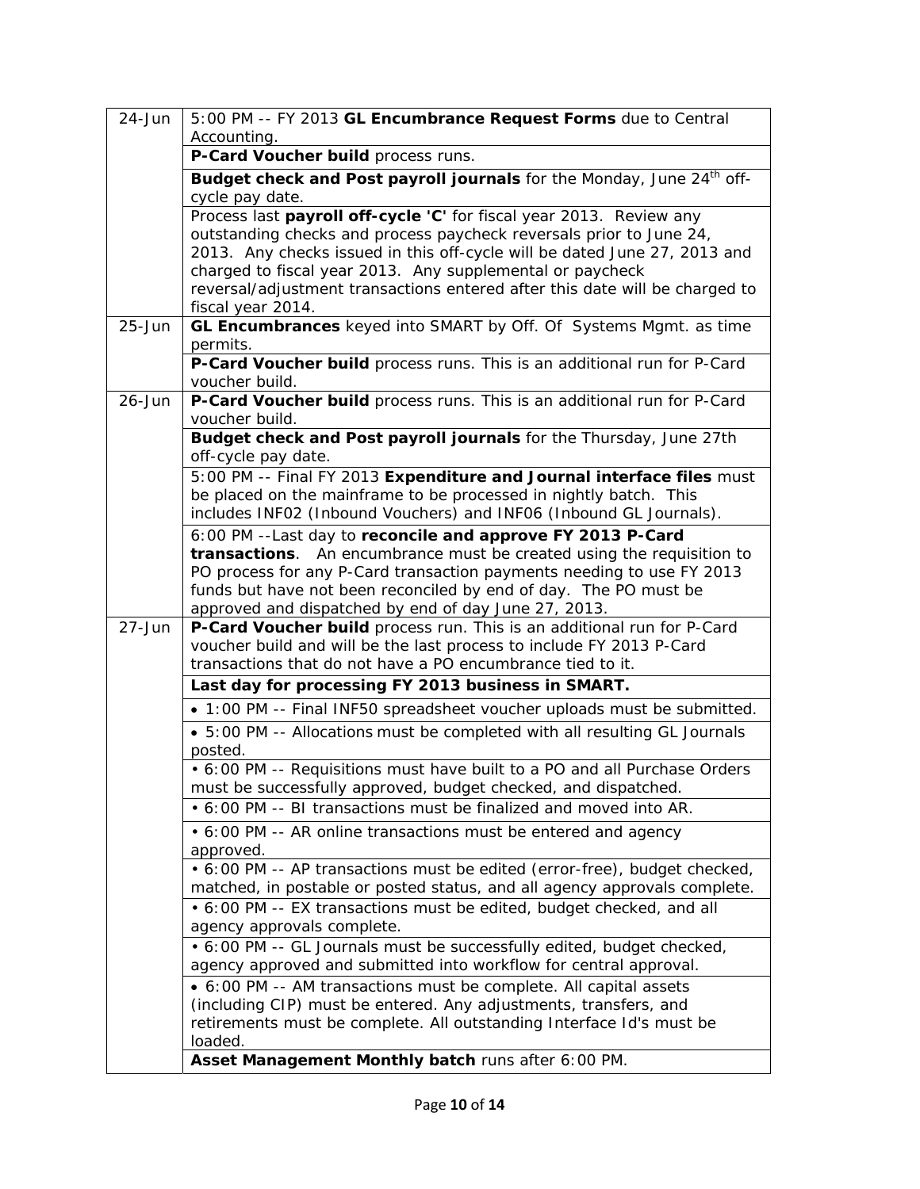| | |
|---|---|
| 24-Jun | 5:00 PM -- FY 2013 **GL Encumbrance Request Forms** due to Central Accounting. |
| | **P-Card Voucher build** process runs. |
| | **Budget check and Post payroll journals** for the Monday, June 24th off-cycle pay date. |
| | Process last **payroll off-cycle 'C'** for fiscal year 2013. Review any outstanding checks and process paycheck reversals prior to June 24, 2013. Any checks issued in this off-cycle will be dated June 27, 2013 and charged to fiscal year 2013. Any supplemental or paycheck reversal/adjustment transactions entered after this date will be charged to fiscal year 2014. |
| 25-Jun | **GL Encumbrances** keyed into SMART by Off. Of Systems Mgmt. as time permits. |
| | **P-Card Voucher build** process runs. This is an additional run for P-Card voucher build. |
| 26-Jun | **P-Card Voucher build** process runs. This is an additional run for P-Card voucher build. |
| | **Budget check and Post payroll journals** for the Thursday, June 27th off-cycle pay date. |
| | 5:00 PM -- Final FY 2013 **Expenditure and Journal interface files** must be placed on the mainframe to be processed in nightly batch. This includes INF02 (Inbound Vouchers) and INF06 (Inbound GL Journals). |
| | 6:00 PM --Last day to **reconcile and approve FY 2013 P-Card transactions**. An encumbrance must be created using the requisition to PO process for any P-Card transaction payments needing to use FY 2013 funds but have not been reconciled by end of day. The PO must be approved and dispatched by end of day June 27, 2013. |
| 27-Jun | **P-Card Voucher build** process run. This is an additional run for P-Card voucher build and will be the last process to include FY 2013 P-Card transactions that do not have a PO encumbrance tied to it. |
| | **Last day for processing FY 2013 business in SMART.** |
| | • 1:00 PM -- Final INF50 spreadsheet voucher uploads must be submitted. |
| | • 5:00 PM -- Allocations must be completed with all resulting GL Journals posted. |
| | • 6:00 PM -- Requisitions must have built to a PO and all Purchase Orders must be successfully approved, budget checked, and dispatched. |
| | • 6:00 PM -- BI transactions must be finalized and moved into AR. |
| | • 6:00 PM -- AR online transactions must be entered and agency approved. |
| | • 6:00 PM -- AP transactions must be edited (error-free), budget checked, matched, in postable or posted status, and all agency approvals complete. |
| | • 6:00 PM -- EX transactions must be edited, budget checked, and all agency approvals complete. |
| | • 6:00 PM -- GL Journals must be successfully edited, budget checked, agency approved and submitted into workflow for central approval. |
| | • 6:00 PM -- AM transactions must be complete. All capital assets (including CIP) must be entered. Any adjustments, transfers, and retirements must be complete. All outstanding Interface Id's must be loaded. |
| | **Asset Management Monthly batch** runs after 6:00 PM. |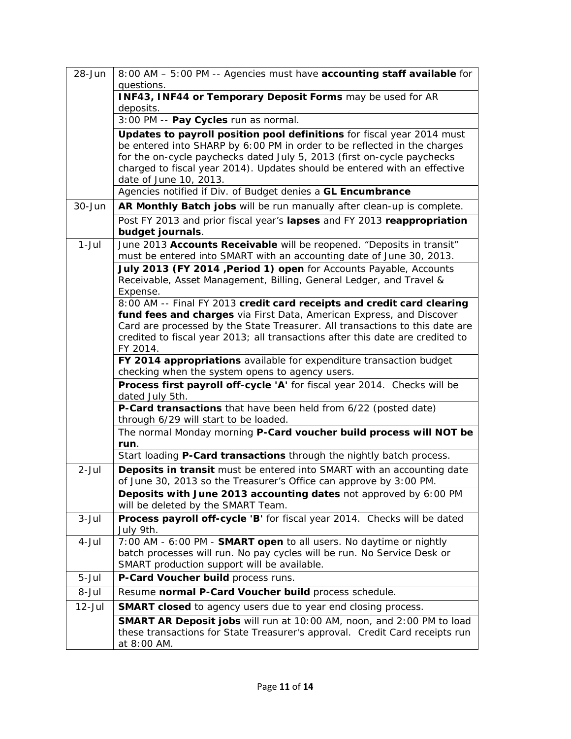| | |
|---|---|
| 28-Jun | 8:00 AM – 5:00 PM -- Agencies must have **accounting staff available** for questions. |
| | **INF43, INF44 or Temporary Deposit Forms** may be used for AR deposits. |
| | 3:00 PM -- **Pay Cycles** run as normal. |
| | **Updates to payroll position pool definitions** for fiscal year 2014 must be entered into SHARP by 6:00 PM in order to be reflected in the charges for the on-cycle paychecks dated July 5, 2013 (first on-cycle paychecks charged to fiscal year 2014). Updates should be entered with an effective date of June 10, 2013. |
| | Agencies notified if Div. of Budget denies a **GL Encumbrance** |
| 30-Jun | **AR Monthly Batch jobs** will be run manually after clean-up is complete. |
| | Post FY 2013 and prior fiscal year's **lapses** and FY 2013 **reappropriation budget journals**. |
| 1-Jul | June 2013 **Accounts Receivable** will be reopened. "Deposits in transit" must be entered into SMART with an accounting date of June 30, 2013. |
| | **July 2013 (FY 2014 ,Period 1) open** for Accounts Payable, Accounts Receivable, Asset Management, Billing, General Ledger, and Travel & Expense. |
| | 8:00 AM -- Final FY 2013 **credit card receipts and credit card clearing fund fees and charges** via First Data, American Express, and Discover Card are processed by the State Treasurer. All transactions to this date are credited to fiscal year 2013; all transactions after this date are credited to FY 2014. |
| | **FY 2014 appropriations** available for expenditure transaction budget checking when the system opens to agency users. |
| | **Process first payroll off-cycle 'A'** for fiscal year 2014. Checks will be dated July 5th. |
| | **P-Card transactions** that have been held from 6/22 (posted date) through 6/29 will start to be loaded. |
| | The normal Monday morning **P-Card voucher build process will NOT be run**. |
| | Start loading **P-Card transactions** through the nightly batch process. |
| 2-Jul | **Deposits in transit** must be entered into SMART with an accounting date of June 30, 2013 so the Treasurer's Office can approve by 3:00 PM. |
| | **Deposits with June 2013 accounting dates** not approved by 6:00 PM will be deleted by the SMART Team. |
| 3-Jul | **Process payroll off-cycle 'B'** for fiscal year 2014. Checks will be dated July 9th. |
| 4-Jul | 7:00 AM - 6:00 PM - **SMART open** to all users. No daytime or nightly batch processes will run. No pay cycles will be run. No Service Desk or SMART production support will be available. |
| 5-Jul | **P-Card Voucher build** process runs. |
| 8-Jul | Resume **normal P-Card Voucher build** process schedule. |
| 12-Jul | **SMART closed** to agency users due to year end closing process. |
| | **SMART AR Deposit jobs** will run at 10:00 AM, noon, and 2:00 PM to load these transactions for State Treasurer's approval. Credit Card receipts run at 8:00 AM. |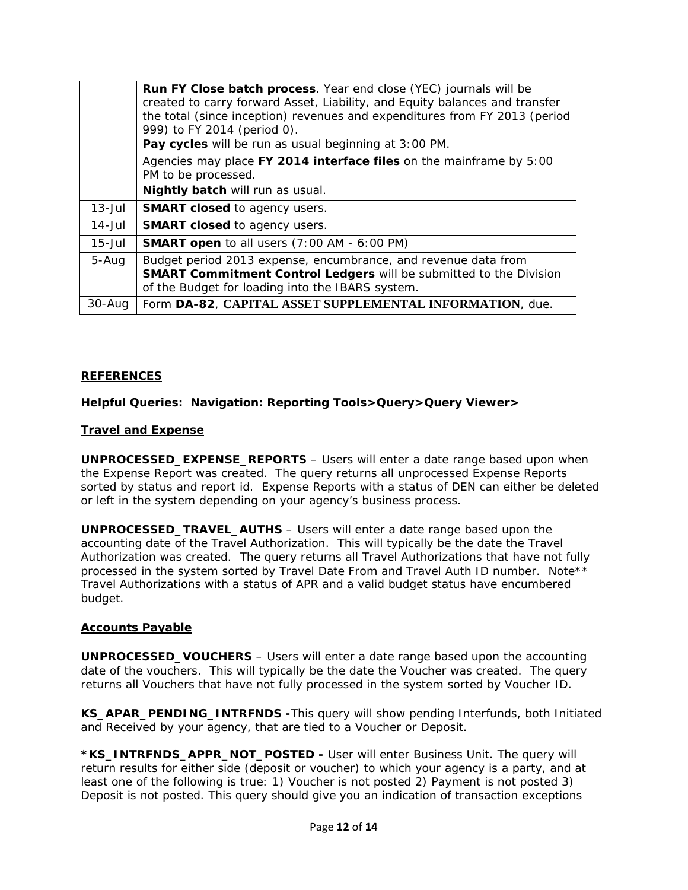| | |
|---|---|
| | **Run FY Close batch process**. Year end close (YEC) journals will be created to carry forward Asset, Liability, and Equity balances and transfer the total (since inception) revenues and expenditures from FY 2013 (period 999) to FY 2014 (period 0). |
| | **Pay cycles** will be run as usual beginning at 3:00 PM. |
| | Agencies may place **FY 2014 interface files** on the mainframe by 5:00 PM to be processed. |
| | **Nightly batch** will run as usual. |
| 13-Jul | **SMART closed** to agency users. |
| 14-Jul | **SMART closed** to agency users. |
| 15-Jul | **SMART open** to all users (7:00 AM - 6:00 PM) |
| 5-Aug | Budget period 2013 expense, encumbrance, and revenue data from **SMART Commitment Control Ledgers** will be submitted to the Division of the Budget for loading into the IBARS system. |
| 30-Aug | Form **DA-82**, **CAPITAL ASSET SUPPLEMENTAL INFORMATION**, due. |

## **REFERENCES**

**Helpful Queries: Navigation: Reporting Tools>Query>Query Viewer>**

### **Travel and Expense**

**UNPROCESSED_EXPENSE_REPORTS** – Users will enter a date range based upon when the Expense Report was created. The query returns all unprocessed Expense Reports sorted by status and report id. Expense Reports with a status of DEN can either be deleted or left in the system depending on your agency's business process.

**UNPROCESSED_TRAVEL_AUTHS** – Users will enter a date range based upon the accounting date of the Travel Authorization. This will typically be the date the Travel Authorization was created. The query returns all Travel Authorizations that have not fully processed in the system sorted by Travel Date From and Travel Auth ID number. Note** Travel Authorizations with a status of APR and a valid budget status have encumbered budget.

### **Accounts Payable**

**UNPROCESSED_VOUCHERS** – Users will enter a date range based upon the accounting date of the vouchers. This will typically be the date the Voucher was created. The query returns all Vouchers that have not fully processed in the system sorted by Voucher ID.

**KS_APAR_PENDING_INTRFNDS -**This query will show pending Interfunds, both Initiated and Received by your agency, that are tied to a Voucher or Deposit.

**\*KS_INTRFNDS_APPR_NOT_POSTED -** User will enter Business Unit. The query will return results for either side (deposit or voucher) to which your agency is a party, and at least one of the following is true: 1) Voucher is not posted 2) Payment is not posted 3) Deposit is not posted. This query should give you an indication of transaction exceptions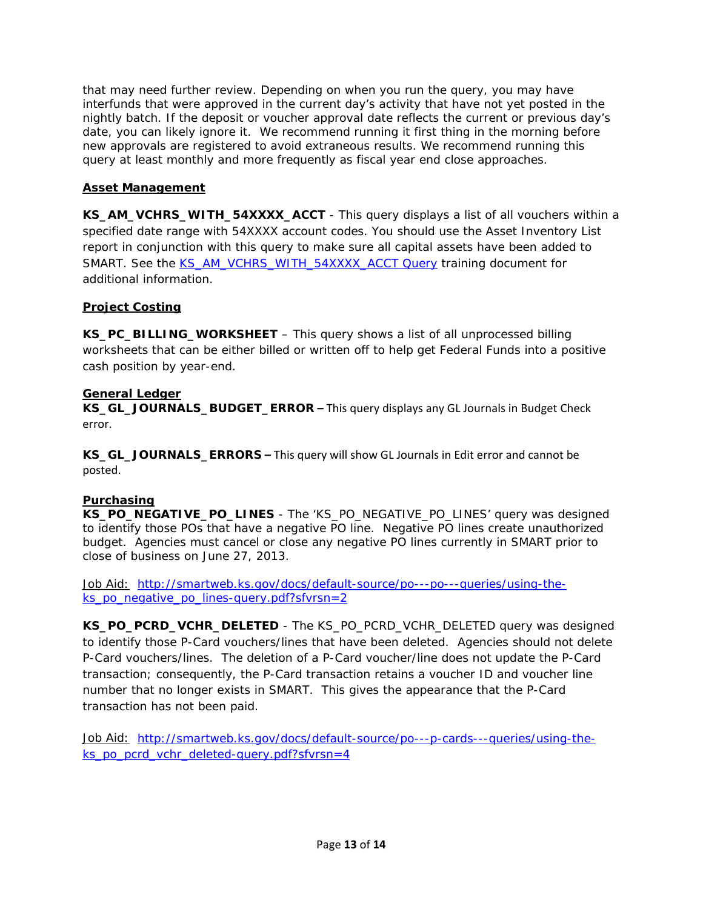that may need further review. Depending on when you run the query, you may have interfunds that were approved in the current day's activity that have not yet posted in the nightly batch. If the deposit or voucher approval date reflects the current or previous day's date, you can likely ignore it. We recommend running it first thing in the morning before new approvals are registered to avoid extraneous results. We recommend running this query at least monthly and more frequently as fiscal year end close approaches.

**Asset Management**

**KS_AM_VCHRS_WITH_54XXXX_ACCT** - This query displays a list of all vouchers within a specified date range with 54XXXX account codes. You should use the Asset Inventory List report in conjunction with this query to make sure all capital assets have been added to SMART. See the [KS_AM_VCHRS_WITH_54XXXX_ACCT Query]() training document for additional information.

**Project Costing**

**KS_PC_BILLING_WORKSHEET** – This query shows a list of all unprocessed billing worksheets that can be either billed or written off to help get Federal Funds into a positive cash position by year-end.

**General Ledger**

**KS_GL_JOURNALS_BUDGET_ERROR –** This query displays any GL Journals in Budget Check error.

**KS_GL_JOURNALS_ERRORS –** This query will show GL Journals in Edit error and cannot be posted.

**Purchasing**

**KS_PO_NEGATIVE_PO_LINES** - The 'KS_PO_NEGATIVE_PO_LINES' query was designed to identify those POs that have a negative PO line. Negative PO lines create unauthorized budget. Agencies must cancel or close any negative PO lines currently in SMART prior to close of business on June 27, 2013.

Job Aid: [http://smartweb.ks.gov/docs/default-source/po---po---queries/using-the-ks_po_negative_po_lines-query.pdf?sfvrsn=2](http://smartweb.ks.gov/docs/default-source/po---po---queries/using-the-ks_po_negative_po_lines-query.pdf?sfvrsn=2)

**KS_PO_PCRD_VCHR_DELETED** - The KS_PO_PCRD_VCHR_DELETED query was designed to identify those P-Card vouchers/lines that have been deleted. Agencies should not delete P-Card vouchers/lines. The deletion of a P-Card voucher/line does not update the P-Card transaction; consequently, the P-Card transaction retains a voucher ID and voucher line number that no longer exists in SMART. This gives the appearance that the P-Card transaction has not been paid.

Job Aid: [http://smartweb.ks.gov/docs/default-source/po---p-cards---queries/using-the-ks_po_pcrd_vchr_deleted-query.pdf?sfvrsn=4](http://smartweb.ks.gov/docs/default-source/po---p-cards---queries/using-the-ks_po_pcrd_vchr_deleted-query.pdf?sfvrsn=4)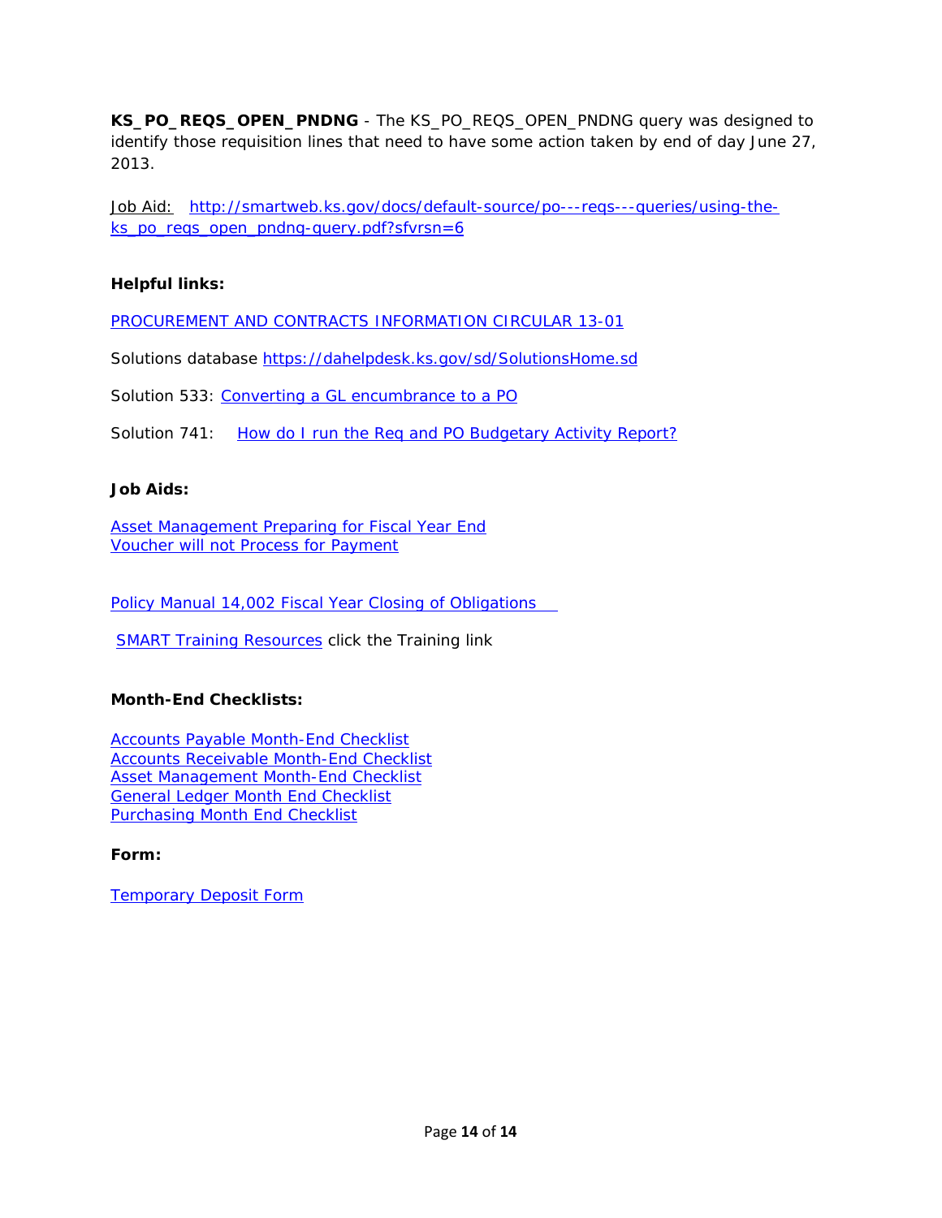**KS_PO_REQS_OPEN_PNDNG** - The KS_PO_REQS_OPEN_PNDNG query was designed to identify those requisition lines that need to have some action taken by end of day June 27, 2013.

Job Aid: http://smartweb.ks.gov/docs/default-source/po---reqs---queries/using-the-ks_po_reqs_open_pndng-query.pdf?sfvrsn=6

**Helpful links:**

PROCUREMENT AND CONTRACTS INFORMATION CIRCULAR 13-01

Solutions database https://dahelpdesk.ks.gov/sd/SolutionsHome.sd

Solution 533: Converting a GL encumbrance to a PO

Solution 741: How do I run the Req and PO Budgetary Activity Report?

**Job Aids:**

Asset Management Preparing for Fiscal Year End
Voucher will not Process for Payment

Policy Manual 14,002 Fiscal Year Closing of Obligations

SMART Training Resources click the Training link

**Month-End Checklists:**

Accounts Payable Month-End Checklist
Accounts Receivable Month-End Checklist
Asset Management Month-End Checklist
General Ledger Month End Checklist
Purchasing Month End Checklist

**Form:**

Temporary Deposit Form